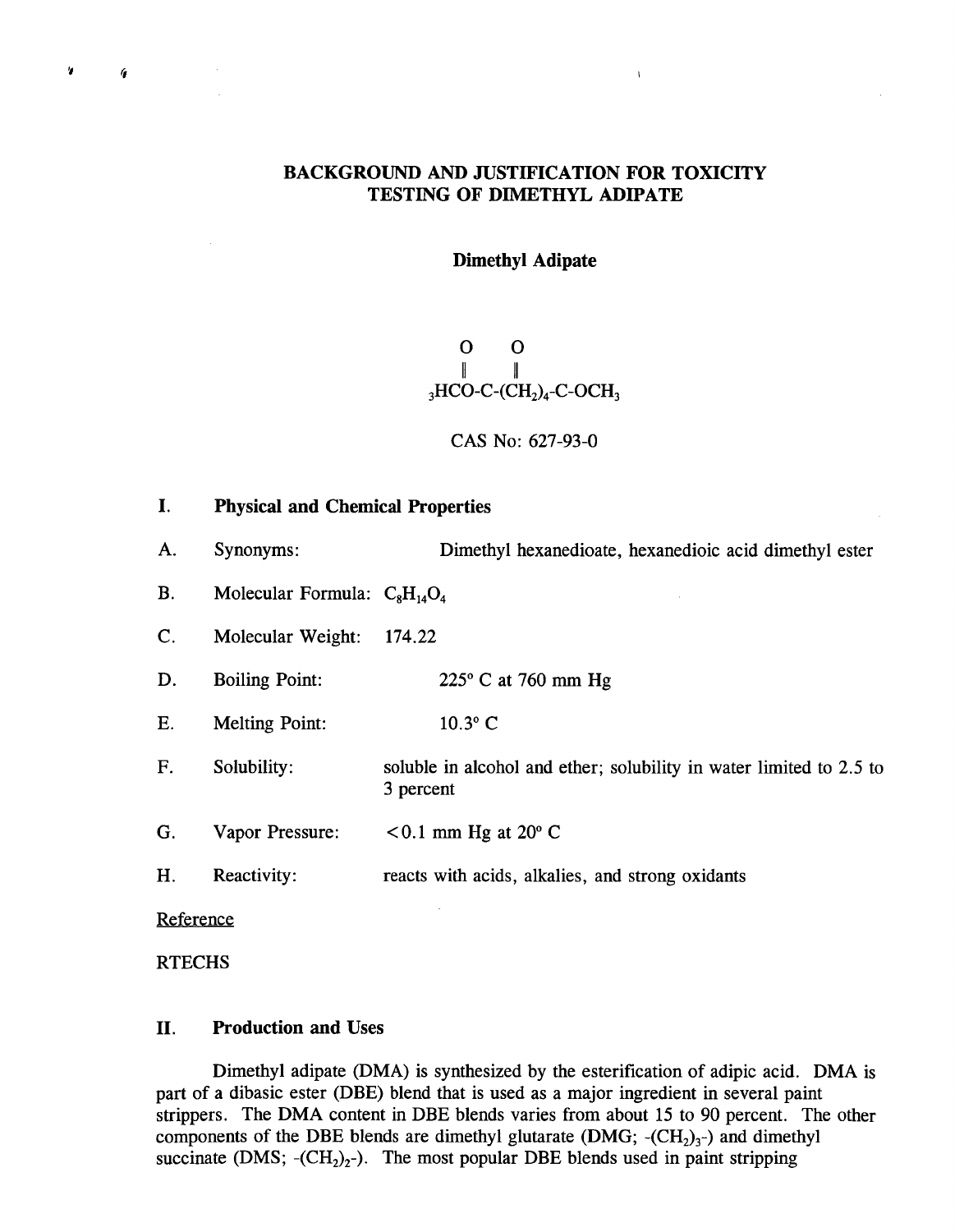# BACKGROUND AND JUSTIFICATION FOR TOXICITY TESTING OF DIMETHYL ADIPATE

## Dimethyl Adipate

$$
\begin{array}{c}
\quad\ \ O \qquad\qquad\qquad O \\
\quad\ \ \| \qquad\qquad\qquad \| \\
{}_3HCO\text{-}C\text{-}(CH_2)_4\text{-}C\text{-}OCH_3
\end{array}
$$

CAS No: 627-93-0

## I. Physical and Chemical Properties

A. Synonyms: Dimethyl hexanedioate, hexanedioic acid dimethyl ester

B. Molecular Formula: $C_8H_{14}O_4$

C. Molecular Weight: 174.22

D. Boiling Point: 225° C at 760 mm Hg

E. Melting Point: 10.3° C

F. Solubility: soluble in alcohol and ether; solubility in water limited to 2.5 to 3 percent

G. Vapor Pressure: $<0.1$ mm Hg at 20° C

H. Reactivity: reacts with acids, alkalies, and strong oxidants

Reference

RTECHS

## II. Production and Uses

Dimethyl adipate (DMA) is synthesized by the esterification of adipic acid. DMA is part of a dibasic ester (DBE) blend that is used as a major ingredient in several paint strippers. The DMA content in DBE blends varies from about 15 to 90 percent. The other components of the DBE blends are dimethyl glutarate (DMG; $-(CH_2)_3-$) and dimethyl succinate (DMS; $-(CH_2)_2-$). The most popular DBE blends used in paint stripping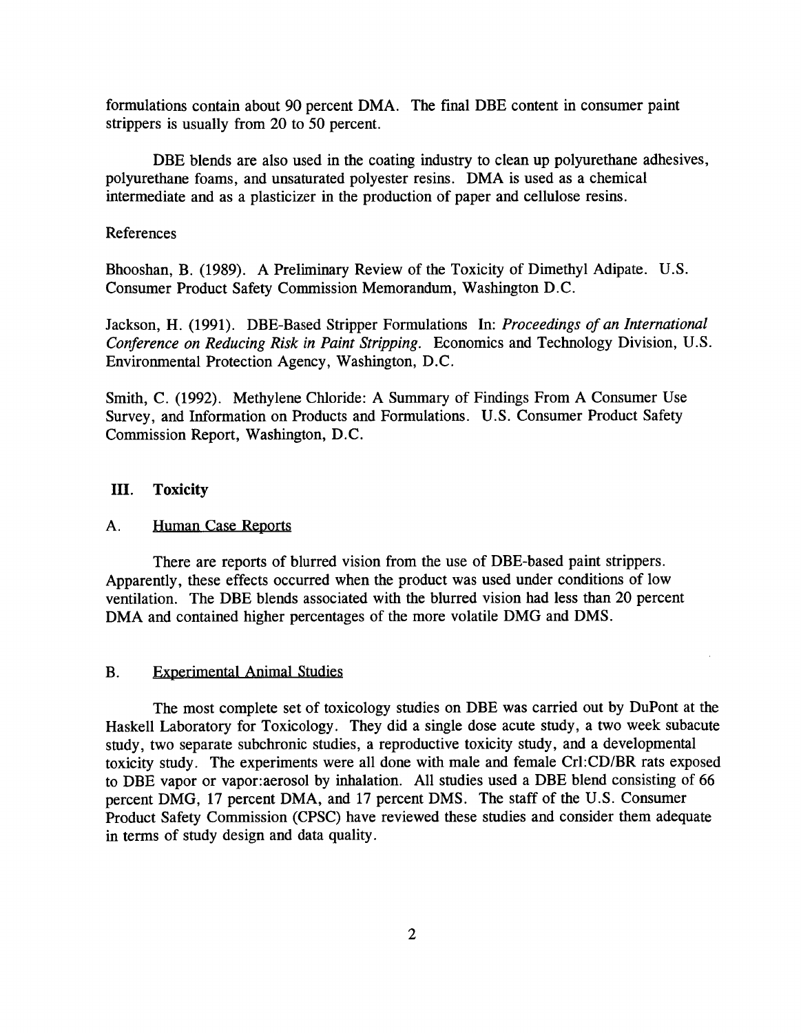formulations contain about 90 percent DMA. The final DBE content in consumer paint strippers is usually from 20 to 50 percent.

DBE blends are also used in the coating industry to clean up polyurethane adhesives, polyurethane foams, and unsaturated polyester resins. DMA is used as a chemical intermediate and as a plasticizer in the production of paper and cellulose resins.

References

Bhooshan, B. (1989). A Preliminary Review of the Toxicity of Dimethyl Adipate. U.S. Consumer Product Safety Commission Memorandum, Washington D.C.

Jackson, H. (1991). DBE-Based Stripper Formulations In: *Proceedings of an International Conference on Reducing Risk in Paint Stripping.* Economics and Technology Division, U.S. Environmental Protection Agency, Washington, D.C.

Smith, C. (1992). Methylene Chloride: A Summary of Findings From A Consumer Use Survey, and Information on Products and Formulations. U.S. Consumer Product Safety Commission Report, Washington, D.C.

## III. Toxicity

### A. Human Case Reports

There are reports of blurred vision from the use of DBE-based paint strippers. Apparently, these effects occurred when the product was used under conditions of low ventilation. The DBE blends associated with the blurred vision had less than 20 percent DMA and contained higher percentages of the more volatile DMG and DMS.

### B. Experimental Animal Studies

The most complete set of toxicology studies on DBE was carried out by DuPont at the Haskell Laboratory for Toxicology. They did a single dose acute study, a two week subacute study, two separate subchronic studies, a reproductive toxicity study, and a developmental toxicity study. The experiments were all done with male and female Crl:CD/BR rats exposed to DBE vapor or vapor:aerosol by inhalation. All studies used a DBE blend consisting of 66 percent DMG, 17 percent DMA, and 17 percent DMS. The staff of the U.S. Consumer Product Safety Commission (CPSC) have reviewed these studies and consider them adequate in terms of study design and data quality.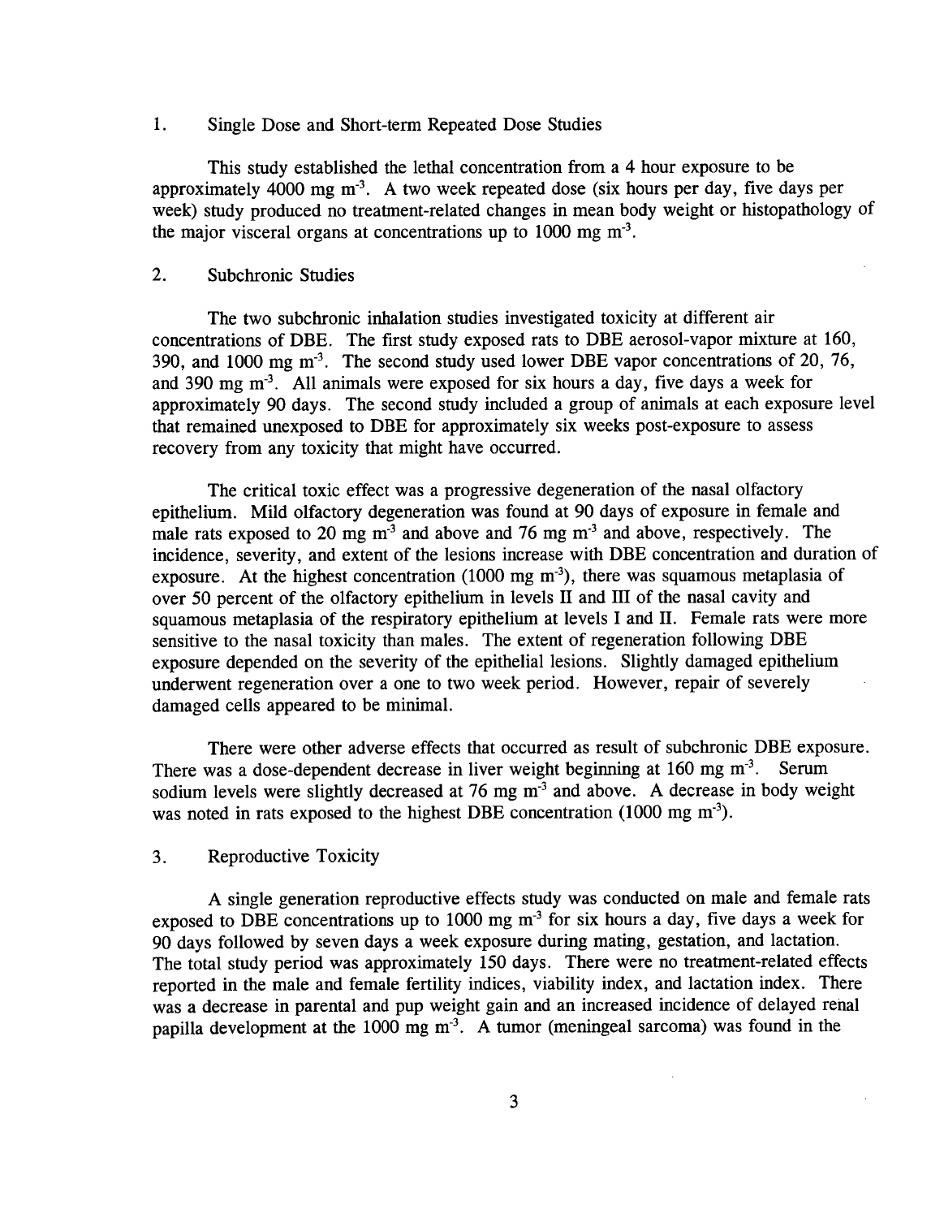1. Single Dose and Short-term Repeated Dose Studies

This study established the lethal concentration from a 4 hour exposure to be approximately 4000 mg $m^{-3}$. A two week repeated dose (six hours per day, five days per week) study produced no treatment-related changes in mean body weight or histopathology of the major visceral organs at concentrations up to 1000 mg $m^{-3}$.

2. Subchronic Studies

The two subchronic inhalation studies investigated toxicity at different air concentrations of DBE. The first study exposed rats to DBE aerosol-vapor mixture at 160, 390, and 1000 mg $m^{-3}$. The second study used lower DBE vapor concentrations of 20, 76, and 390 mg $m^{-3}$. All animals were exposed for six hours a day, five days a week for approximately 90 days. The second study included a group of animals at each exposure level that remained unexposed to DBE for approximately six weeks post-exposure to assess recovery from any toxicity that might have occurred.

The critical toxic effect was a progressive degeneration of the nasal olfactory epithelium. Mild olfactory degeneration was found at 90 days of exposure in female and male rats exposed to 20 mg $m^{-3}$ and above and 76 mg $m^{-3}$ and above, respectively. The incidence, severity, and extent of the lesions increase with DBE concentration and duration of exposure. At the highest concentration (1000 mg $m^{-3}$), there was squamous metaplasia of over 50 percent of the olfactory epithelium in levels II and III of the nasal cavity and squamous metaplasia of the respiratory epithelium at levels I and II. Female rats were more sensitive to the nasal toxicity than males. The extent of regeneration following DBE exposure depended on the severity of the epithelial lesions. Slightly damaged epithelium underwent regeneration over a one to two week period. However, repair of severely damaged cells appeared to be minimal.

There were other adverse effects that occurred as result of subchronic DBE exposure. There was a dose-dependent decrease in liver weight beginning at 160 mg $m^{-3}$. Serum sodium levels were slightly decreased at 76 mg $m^{-3}$ and above. A decrease in body weight was noted in rats exposed to the highest DBE concentration (1000 mg $m^{-3}$).

3. Reproductive Toxicity

A single generation reproductive effects study was conducted on male and female rats exposed to DBE concentrations up to 1000 mg $m^{-3}$ for six hours a day, five days a week for 90 days followed by seven days a week exposure during mating, gestation, and lactation. The total study period was approximately 150 days. There were no treatment-related effects reported in the male and female fertility indices, viability index, and lactation index. There was a decrease in parental and pup weight gain and an increased incidence of delayed renal papilla development at the 1000 mg $m^{-3}$. A tumor (meningeal sarcoma) was found in the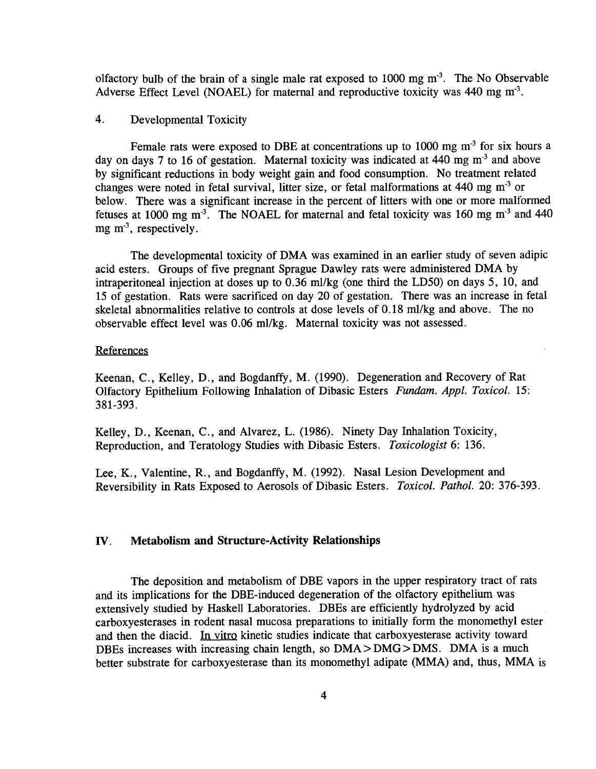olfactory bulb of the brain of a single male rat exposed to 1000 mg $m^{-3}$. The No Observable Adverse Effect Level (NOAEL) for maternal and reproductive toxicity was 440 mg $m^{-3}$.

## 4. Developmental Toxicity

Female rats were exposed to DBE at concentrations up to 1000 mg $m^{-3}$ for six hours a day on days 7 to 16 of gestation. Maternal toxicity was indicated at 440 mg $m^{-3}$ and above by significant reductions in body weight gain and food consumption. No treatment related changes were noted in fetal survival, litter size, or fetal malformations at 440 mg $m^{-3}$ or below. There was a significant increase in the percent of litters with one or more malformed fetuses at 1000 mg $m^{-3}$. The NOAEL for maternal and fetal toxicity was 160 mg $m^{-3}$ and 440 mg $m^{-3}$, respectively.

The developmental toxicity of DMA was examined in an earlier study of seven adipic acid esters. Groups of five pregnant Sprague Dawley rats were administered DMA by intraperitoneal injection at doses up to 0.36 ml/kg (one third the LD50) on days 5, 10, and 15 of gestation. Rats were sacrificed on day 20 of gestation. There was an increase in fetal skeletal abnormalities relative to controls at dose levels of 0.18 ml/kg and above. The no observable effect level was 0.06 ml/kg. Maternal toxicity was not assessed.

### References

Keenan, C., Kelley, D., and Bogdanffy, M. (1990). Degeneration and Recovery of Rat Olfactory Epithelium Following Inhalation of Dibasic Esters *Fundam. Appl. Toxicol.* 15: 381-393.

Kelley, D., Keenan, C., and Alvarez, L. (1986). Ninety Day Inhalation Toxicity, Reproduction, and Teratology Studies with Dibasic Esters. *Toxicologist* 6: 136.

Lee, K., Valentine, R., and Bogdanffy, M. (1992). Nasal Lesion Development and Reversibility in Rats Exposed to Aerosols of Dibasic Esters. *Toxicol. Pathol.* 20: 376-393.

## IV. Metabolism and Structure-Activity Relationships

The deposition and metabolism of DBE vapors in the upper respiratory tract of rats and its implications for the DBE-induced degeneration of the olfactory epithelium was extensively studied by Haskell Laboratories. DBEs are efficiently hydrolyzed by acid carboxyesterases in rodent nasal mucosa preparations to initially form the monomethyl ester and then the diacid. In vitro kinetic studies indicate that carboxyesterase activity toward DBEs increases with increasing chain length, so DMA > DMG > DMS. DMA is a much better substrate for carboxyesterase than its monomethyl adipate (MMA) and, thus, MMA is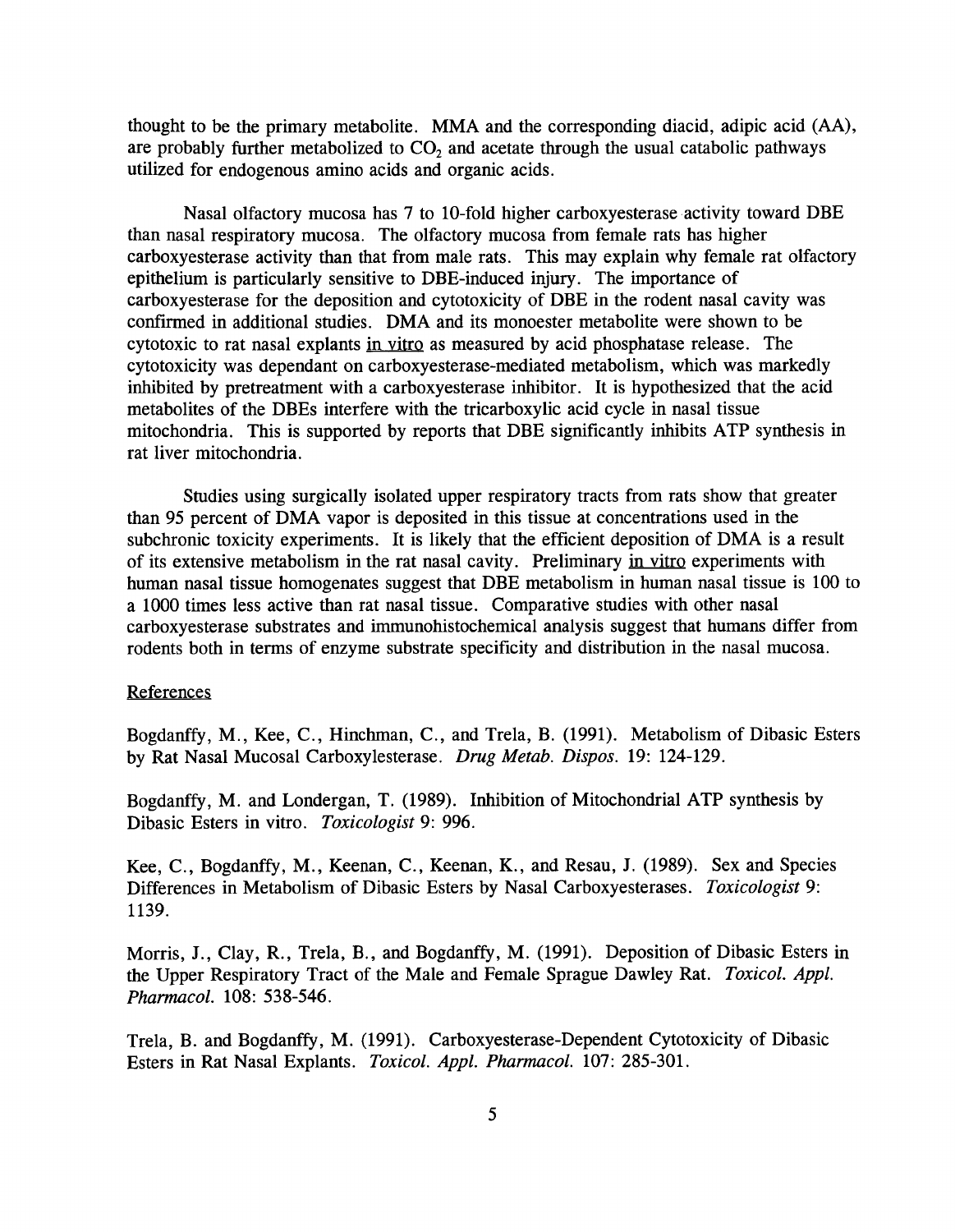thought to be the primary metabolite. MMA and the corresponding diacid, adipic acid (AA), are probably further metabolized to $CO_2$ and acetate through the usual catabolic pathways utilized for endogenous amino acids and organic acids.

Nasal olfactory mucosa has 7 to 10-fold higher carboxyesterase activity toward DBE than nasal respiratory mucosa. The olfactory mucosa from female rats has higher carboxyesterase activity than that from male rats. This may explain why female rat olfactory epithelium is particularly sensitive to DBE-induced injury. The importance of carboxyesterase for the deposition and cytotoxicity of DBE in the rodent nasal cavity was confirmed in additional studies. DMA and its monoester metabolite were shown to be cytotoxic to rat nasal explants in vitro as measured by acid phosphatase release. The cytotoxicity was dependant on carboxyesterase-mediated metabolism, which was markedly inhibited by pretreatment with a carboxyesterase inhibitor. It is hypothesized that the acid metabolites of the DBEs interfere with the tricarboxylic acid cycle in nasal tissue mitochondria. This is supported by reports that DBE significantly inhibits ATP synthesis in rat liver mitochondria.

Studies using surgically isolated upper respiratory tracts from rats show that greater than 95 percent of DMA vapor is deposited in this tissue at concentrations used in the subchronic toxicity experiments. It is likely that the efficient deposition of DMA is a result of its extensive metabolism in the rat nasal cavity. Preliminary in vitro experiments with human nasal tissue homogenates suggest that DBE metabolism in human nasal tissue is 100 to a 1000 times less active than rat nasal tissue. Comparative studies with other nasal carboxyesterase substrates and immunohistochemical analysis suggest that humans differ from rodents both in terms of enzyme substrate specificity and distribution in the nasal mucosa.

References

Bogdanffy, M., Kee, C., Hinchman, C., and Trela, B. (1991). Metabolism of Dibasic Esters by Rat Nasal Mucosal Carboxylesterase. *Drug Metab. Dispos.* 19: 124-129.

Bogdanffy, M. and Londergan, T. (1989). Inhibition of Mitochondrial ATP synthesis by Dibasic Esters in vitro. *Toxicologist* 9: 996.

Kee, C., Bogdanffy, M., Keenan, C., Keenan, K., and Resau, J. (1989). Sex and Species Differences in Metabolism of Dibasic Esters by Nasal Carboxyesterases. *Toxicologist* 9: 1139.

Morris, J., Clay, R., Trela, B., and Bogdanffy, M. (1991). Deposition of Dibasic Esters in the Upper Respiratory Tract of the Male and Female Sprague Dawley Rat. *Toxicol. Appl. Pharmacol.* 108: 538-546.

Trela, B. and Bogdanffy, M. (1991). Carboxyesterase-Dependent Cytotoxicity of Dibasic Esters in Rat Nasal Explants. *Toxicol. Appl. Pharmacol.* 107: 285-301.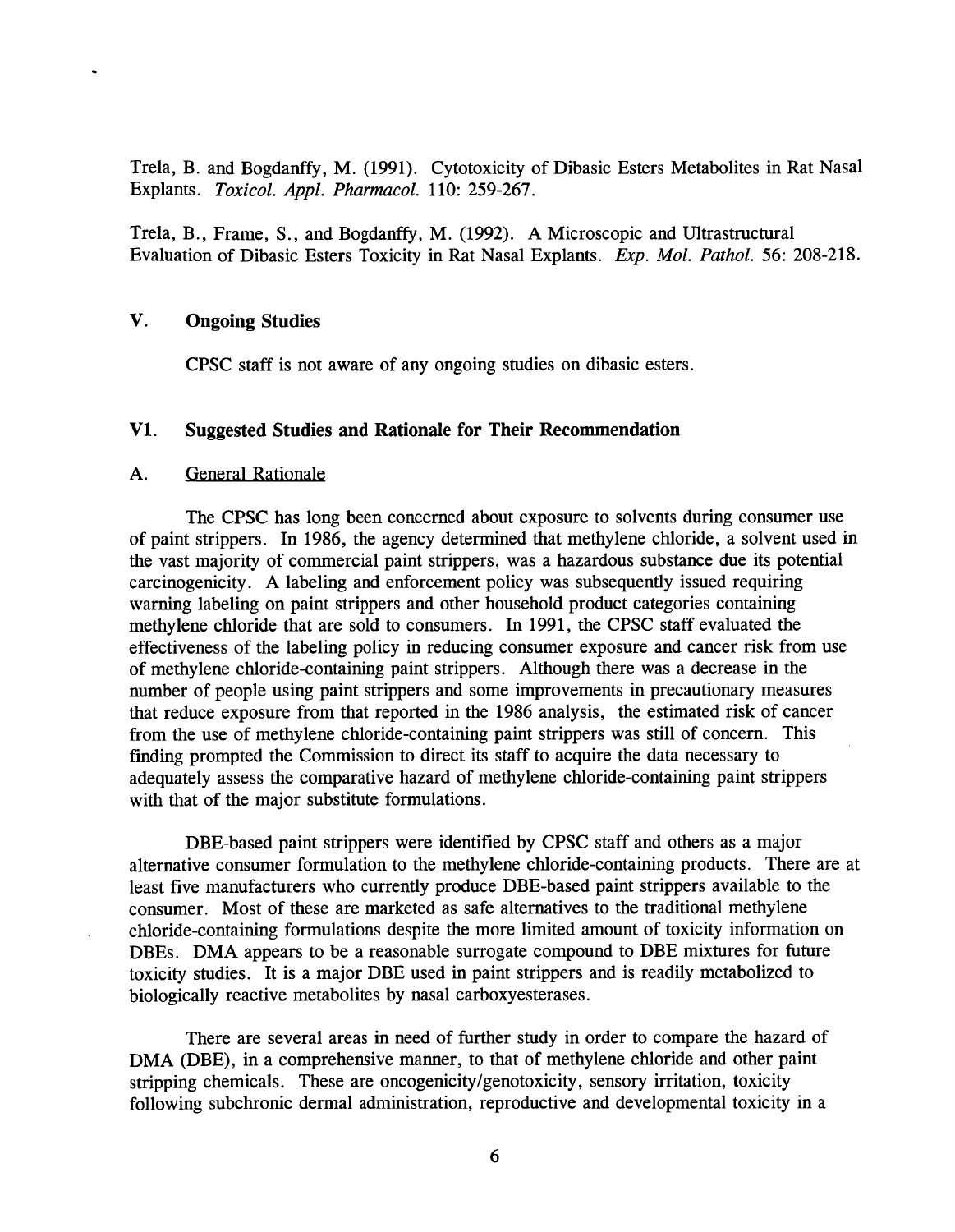Trela, B. and Bogdanffy, M. (1991). Cytotoxicity of Dibasic Esters Metabolites in Rat Nasal Explants. *Toxicol. Appl. Pharmacol.* 110: 259-267.

Trela, B., Frame, S., and Bogdanffy, M. (1992). A Microscopic and Ultrastructural Evaluation of Dibasic Esters Toxicity in Rat Nasal Explants. *Exp. Mol. Pathol.* 56: 208-218.

## V. Ongoing Studies

CPSC staff is not aware of any ongoing studies on dibasic esters.

## VI. Suggested Studies and Rationale for Their Recommendation

### A. General Rationale

The CPSC has long been concerned about exposure to solvents during consumer use of paint strippers. In 1986, the agency determined that methylene chloride, a solvent used in the vast majority of commercial paint strippers, was a hazardous substance due its potential carcinogenicity. A labeling and enforcement policy was subsequently issued requiring warning labeling on paint strippers and other household product categories containing methylene chloride that are sold to consumers. In 1991, the CPSC staff evaluated the effectiveness of the labeling policy in reducing consumer exposure and cancer risk from use of methylene chloride-containing paint strippers. Although there was a decrease in the number of people using paint strippers and some improvements in precautionary measures that reduce exposure from that reported in the 1986 analysis, the estimated risk of cancer from the use of methylene chloride-containing paint strippers was still of concern. This finding prompted the Commission to direct its staff to acquire the data necessary to adequately assess the comparative hazard of methylene chloride-containing paint strippers with that of the major substitute formulations.

DBE-based paint strippers were identified by CPSC staff and others as a major alternative consumer formulation to the methylene chloride-containing products. There are at least five manufacturers who currently produce DBE-based paint strippers available to the consumer. Most of these are marketed as safe alternatives to the traditional methylene chloride-containing formulations despite the more limited amount of toxicity information on DBEs. DMA appears to be a reasonable surrogate compound to DBE mixtures for future toxicity studies. It is a major DBE used in paint strippers and is readily metabolized to biologically reactive metabolites by nasal carboxyesterases.

There are several areas in need of further study in order to compare the hazard of DMA (DBE), in a comprehensive manner, to that of methylene chloride and other paint stripping chemicals. These are oncogenicity/genotoxicity, sensory irritation, toxicity following subchronic dermal administration, reproductive and developmental toxicity in a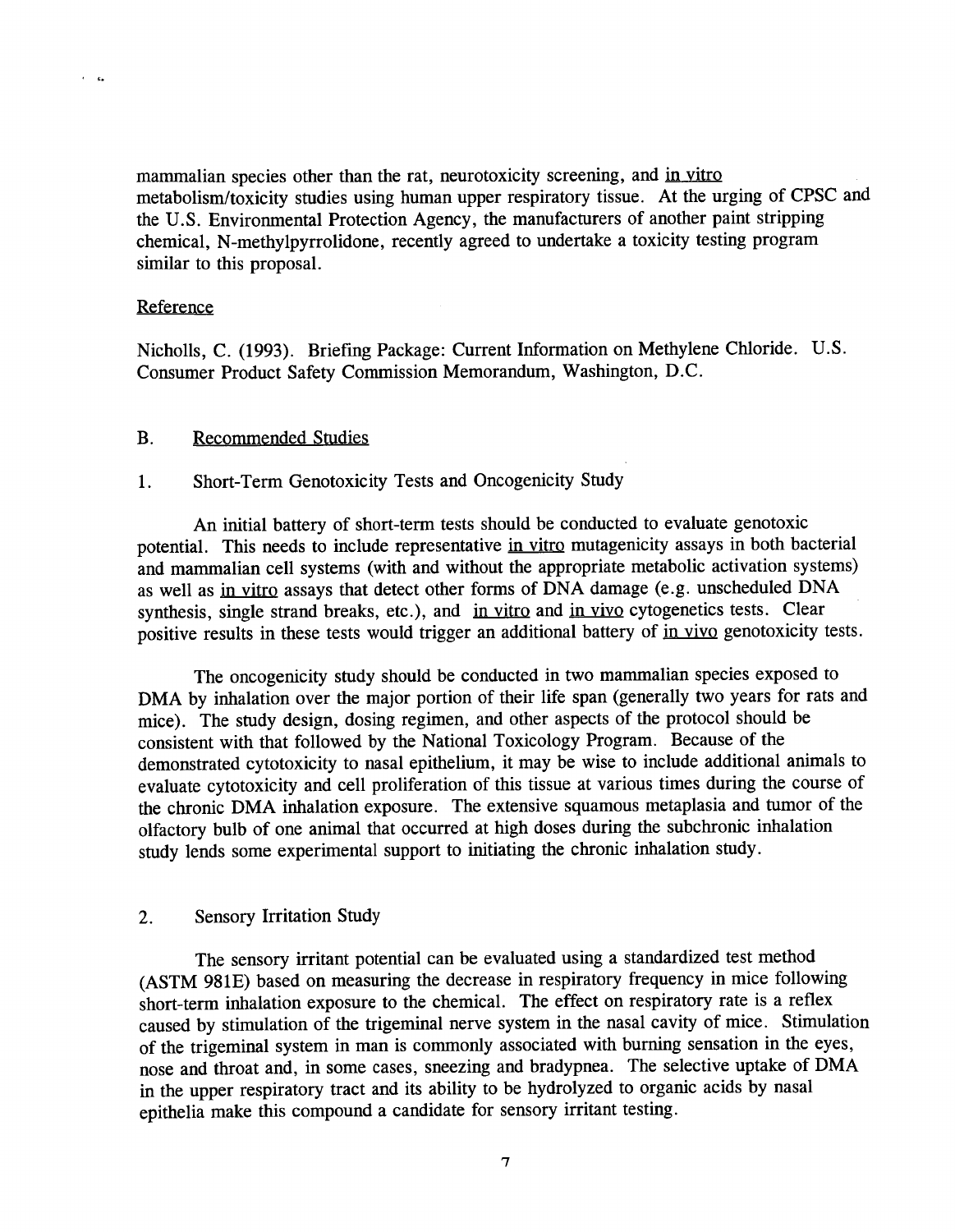mammalian species other than the rat, neurotoxicity screening, and in vitro metabolism/toxicity studies using human upper respiratory tissue. At the urging of CPSC and the U.S. Environmental Protection Agency, the manufacturers of another paint stripping chemical, N-methylpyrrolidone, recently agreed to undertake a toxicity testing program similar to this proposal.

Reference

Nicholls, C. (1993). Briefing Package: Current Information on Methylene Chloride. U.S. Consumer Product Safety Commission Memorandum, Washington, D.C.

## B. Recommended Studies

### 1. Short-Term Genotoxicity Tests and Oncogenicity Study

An initial battery of short-term tests should be conducted to evaluate genotoxic potential. This needs to include representative in vitro mutagenicity assays in both bacterial and mammalian cell systems (with and without the appropriate metabolic activation systems) as well as in vitro assays that detect other forms of DNA damage (e.g. unscheduled DNA synthesis, single strand breaks, etc.), and in vitro and in vivo cytogenetics tests. Clear positive results in these tests would trigger an additional battery of in vivo genotoxicity tests.

The oncogenicity study should be conducted in two mammalian species exposed to DMA by inhalation over the major portion of their life span (generally two years for rats and mice). The study design, dosing regimen, and other aspects of the protocol should be consistent with that followed by the National Toxicology Program. Because of the demonstrated cytotoxicity to nasal epithelium, it may be wise to include additional animals to evaluate cytotoxicity and cell proliferation of this tissue at various times during the course of the chronic DMA inhalation exposure. The extensive squamous metaplasia and tumor of the olfactory bulb of one animal that occurred at high doses during the subchronic inhalation study lends some experimental support to initiating the chronic inhalation study.

### 2. Sensory Irritation Study

The sensory irritant potential can be evaluated using a standardized test method (ASTM 981E) based on measuring the decrease in respiratory frequency in mice following short-term inhalation exposure to the chemical. The effect on respiratory rate is a reflex caused by stimulation of the trigeminal nerve system in the nasal cavity of mice. Stimulation of the trigeminal system in man is commonly associated with burning sensation in the eyes, nose and throat and, in some cases, sneezing and bradypnea. The selective uptake of DMA in the upper respiratory tract and its ability to be hydrolyzed to organic acids by nasal epithelia make this compound a candidate for sensory irritant testing.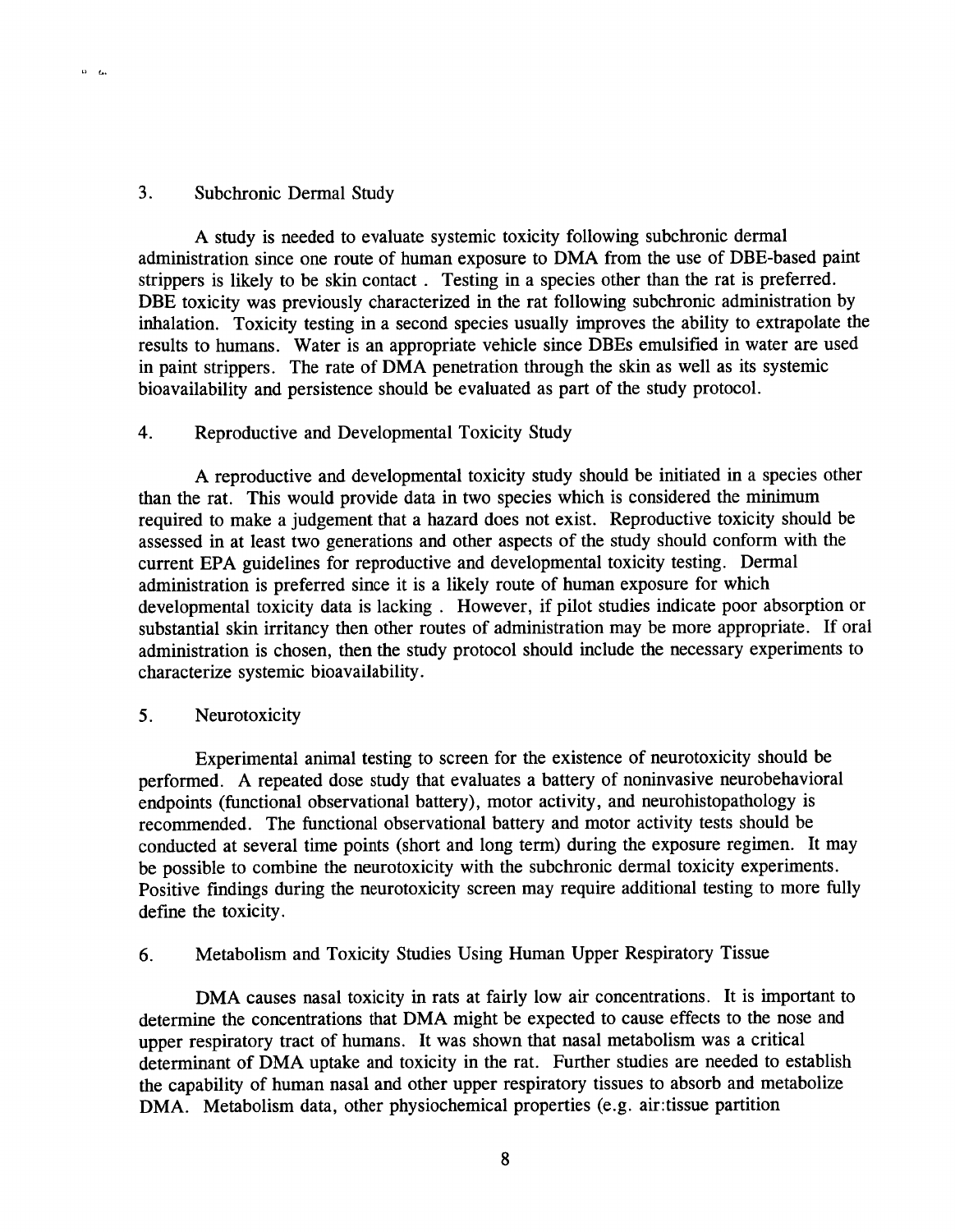## 3. Subchronic Dermal Study

A study is needed to evaluate systemic toxicity following subchronic dermal administration since one route of human exposure to DMA from the use of DBE-based paint strippers is likely to be skin contact . Testing in a species other than the rat is preferred. DBE toxicity was previously characterized in the rat following subchronic administration by inhalation. Toxicity testing in a second species usually improves the ability to extrapolate the results to humans. Water is an appropriate vehicle since DBEs emulsified in water are used in paint strippers. The rate of DMA penetration through the skin as well as its systemic bioavailability and persistence should be evaluated as part of the study protocol.

## 4. Reproductive and Developmental Toxicity Study

A reproductive and developmental toxicity study should be initiated in a species other than the rat. This would provide data in two species which is considered the minimum required to make a judgement that a hazard does not exist. Reproductive toxicity should be assessed in at least two generations and other aspects of the study should conform with the current EPA guidelines for reproductive and developmental toxicity testing. Dermal administration is preferred since it is a likely route of human exposure for which developmental toxicity data is lacking . However, if pilot studies indicate poor absorption or substantial skin irritancy then other routes of administration may be more appropriate. If oral administration is chosen, then the study protocol should include the necessary experiments to characterize systemic bioavailability.

## 5. Neurotoxicity

Experimental animal testing to screen for the existence of neurotoxicity should be performed. A repeated dose study that evaluates a battery of noninvasive neurobehavioral endpoints (functional observational battery), motor activity, and neurohistopathology is recommended. The functional observational battery and motor activity tests should be conducted at several time points (short and long term) during the exposure regimen. It may be possible to combine the neurotoxicity with the subchronic dermal toxicity experiments. Positive findings during the neurotoxicity screen may require additional testing to more fully define the toxicity.

## 6. Metabolism and Toxicity Studies Using Human Upper Respiratory Tissue

DMA causes nasal toxicity in rats at fairly low air concentrations. It is important to determine the concentrations that DMA might be expected to cause effects to the nose and upper respiratory tract of humans. It was shown that nasal metabolism was a critical determinant of DMA uptake and toxicity in the rat. Further studies are needed to establish the capability of human nasal and other upper respiratory tissues to absorb and metabolize DMA. Metabolism data, other physiochemical properties (e.g. air:tissue partition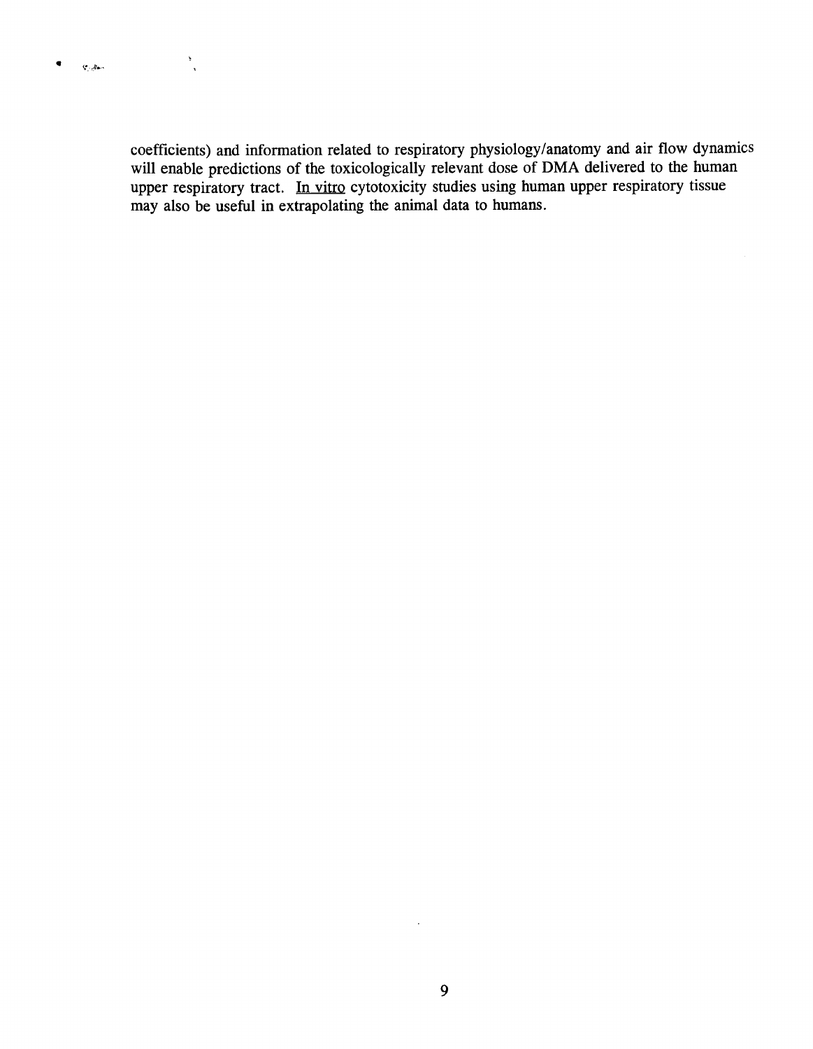coefficients) and information related to respiratory physiology/anatomy and air flow dynamics will enable predictions of the toxicologically relevant dose of DMA delivered to the human upper respiratory tract. In vitro cytotoxicity studies using human upper respiratory tissue may also be useful in extrapolating the animal data to humans.